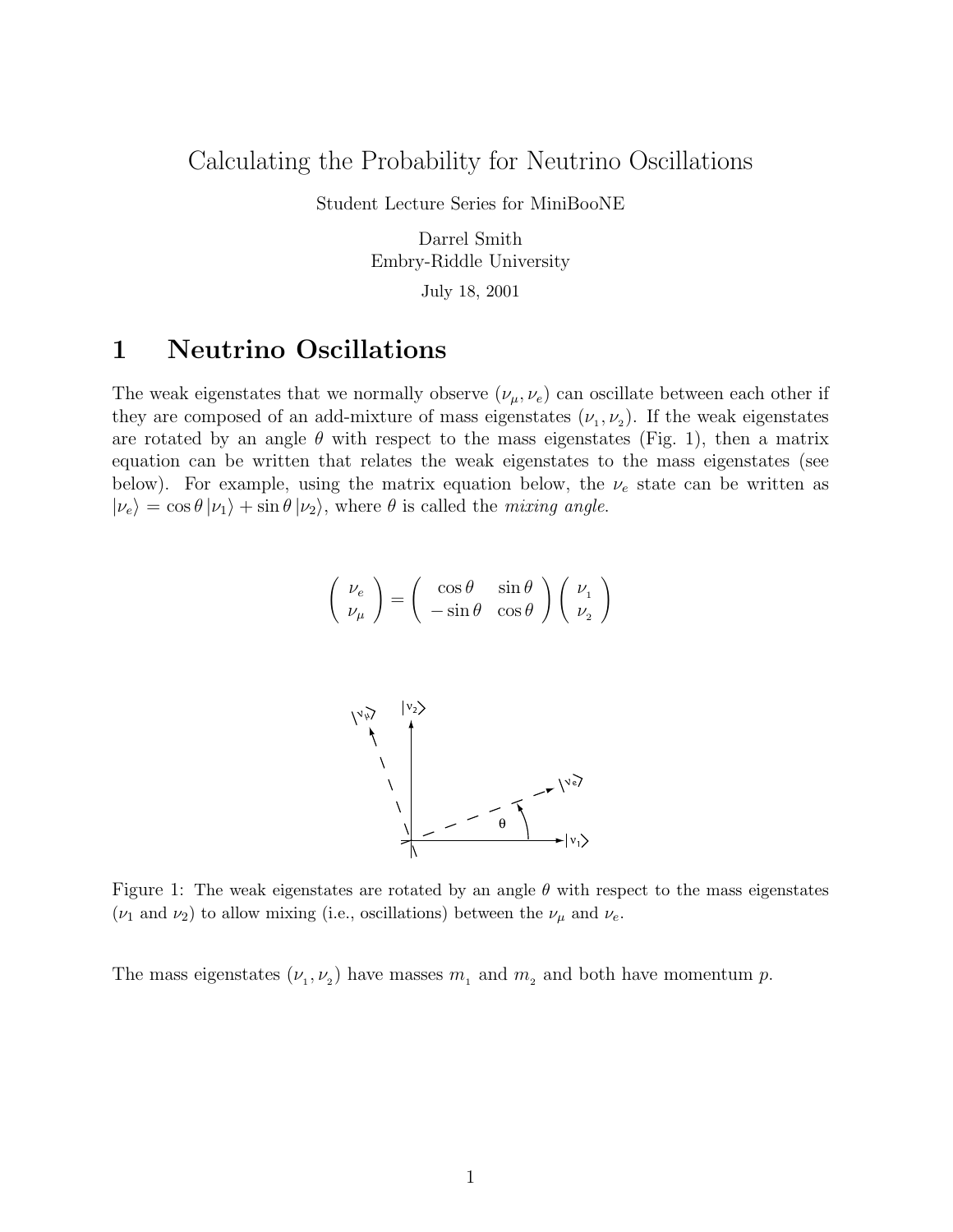# Calculating the Probability for Neutrino Oscillations

Student Lecture Series for MiniBooNE

Darrel Smith
Embry-Riddle University

July 18, 2001

## 1 Neutrino Oscillations

The weak eigenstates that we normally observe $(\nu_\mu, \nu_e)$ can oscillate between each other if they are composed of an add-mixture of mass eigenstates $(\nu_1, \nu_2)$. If the weak eigenstates are rotated by an angle $\theta$ with respect to the mass eigenstates (Fig. 1), then a matrix equation can be written that relates the weak eigenstates to the mass eigenstates (see below). For example, using the matrix equation below, the $\nu_e$ state can be written as $|\nu_e\rangle = \cos\theta\, |\nu_1\rangle + \sin\theta\, |\nu_2\rangle$, where $\theta$ is called the *mixing angle*.

$$\begin{pmatrix} \nu_e \\ \nu_\mu \end{pmatrix} = \begin{pmatrix} \cos\theta & \sin\theta \\ -\sin\theta & \cos\theta \end{pmatrix} \begin{pmatrix} \nu_1 \\ \nu_2 \end{pmatrix}$$

Figure 1: The weak eigenstates are rotated by an angle $\theta$ with respect to the mass eigenstates ($\nu_1$ and $\nu_2$) to allow mixing (i.e., oscillations) between the $\nu_\mu$ and $\nu_e$.

The mass eigenstates $(\nu_1, \nu_2)$ have masses $m_1$ and $m_2$ and both have momentum $p$.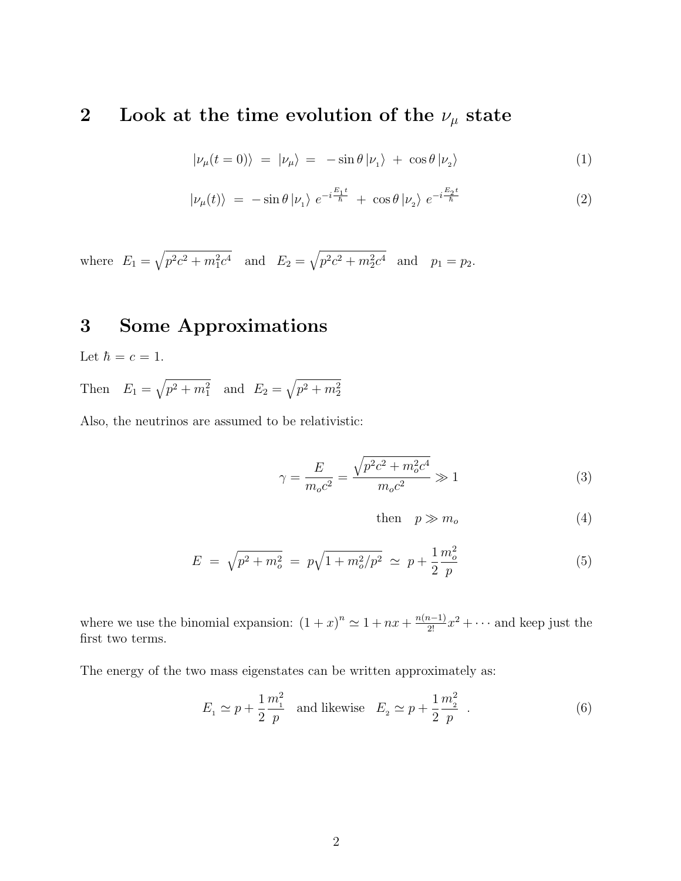## 2 Look at the time evolution of the $\nu_\mu$ state

$$|\nu_\mu(t=0)\rangle \;=\; |\nu_\mu\rangle \;=\; -\sin\theta\,|\nu_{_1}\rangle \;+\; \cos\theta\,|\nu_{_2}\rangle \tag{1}$$

$$|\nu_\mu(t)\rangle \;=\; -\sin\theta\,|\nu_{_1}\rangle\; e^{-i\frac{E_1 t}{\hbar}} \;+\; \cos\theta\,|\nu_{_2}\rangle\; e^{-i\frac{E_2 t}{\hbar}} \tag{2}$$

where $E_1 = \sqrt{p^2c^2 + m_1^2c^4}$ and $E_2 = \sqrt{p^2c^2 + m_2^2c^4}$ and $p_1 = p_2$.

## 3 Some Approximations

Let $\hbar = c = 1$.

Then $E_1 = \sqrt{p^2 + m_1^2}$ and $E_2 = \sqrt{p^2 + m_2^2}$

Also, the neutrinos are assumed to be relativistic:

$$\gamma = \frac{E}{m_o c^2} = \frac{\sqrt{p^2c^2 + m_o^2c^4}}{m_o c^2} \gg 1 \tag{3}$$

$$\text{then} \quad p \gg m_o \tag{4}$$

$$E \;=\; \sqrt{p^2 + m_o^2} \;=\; p\sqrt{1 + m_o^2/p^2} \;\simeq\; p + \frac{1}{2}\frac{m_o^2}{p} \tag{5}$$

where we use the binomial expansion: $(1+x)^n \simeq 1 + nx + \frac{n(n-1)}{2!}x^2 + \cdots$ and keep just the first two terms.

The energy of the two mass eigenstates can be written approximately as:

$$E_{_1} \simeq p + \frac{1}{2}\frac{m_{_1}^2}{p} \quad \text{and likewise} \quad E_{_2} \simeq p + \frac{1}{2}\frac{m_{_2}^2}{p} \quad . \tag{6}$$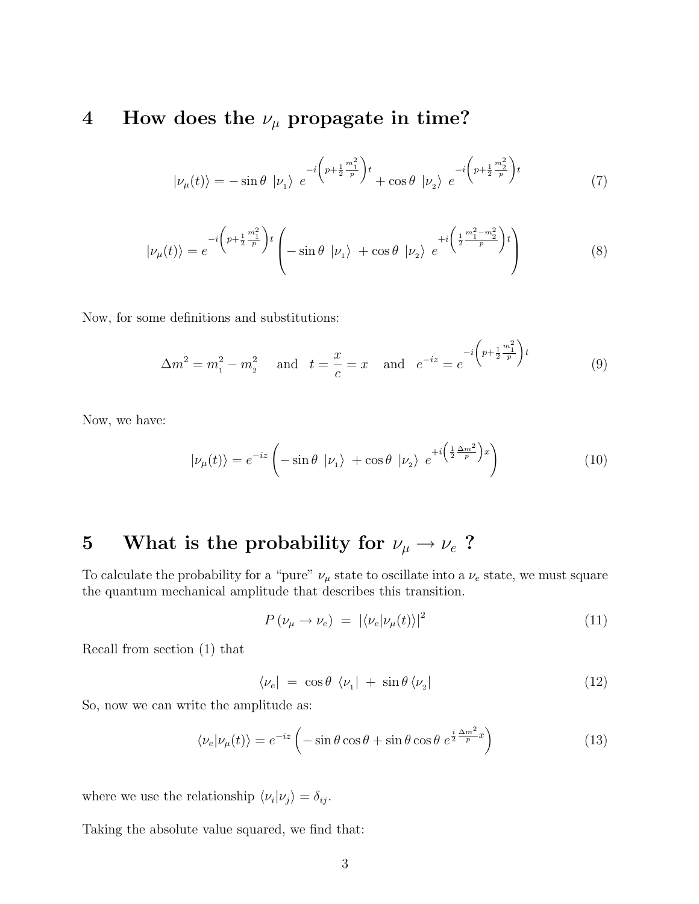## 4 How does the $\nu_\mu$ propagate in time?

$$|\nu_\mu(t)\rangle = -\sin\theta \;|\nu_{_1}\rangle \; e^{-i\left(p+\frac{1}{2}\frac{m_1^2}{p}\right)t} + \cos\theta \;|\nu_{_2}\rangle \; e^{-i\left(p+\frac{1}{2}\frac{m_2^2}{p}\right)t} \tag{7}$$

$$|\nu_\mu(t)\rangle = e^{-i\left(p+\frac{1}{2}\frac{m_1^2}{p}\right)t}\left(-\sin\theta \;|\nu_{_1}\rangle \; + \cos\theta \;|\nu_{_2}\rangle \; e^{+i\left(\frac{1}{2}\frac{m_1^2-m_2^2}{p}\right)t}\right) \tag{8}$$

Now, for some definitions and substitutions:

$$\Delta m^2 = m_{_1}^2 - m_{_2}^2 \quad \text{ and } \quad t = \frac{x}{c} = x \quad \text{ and } \quad e^{-iz} = e^{-i\left(p+\frac{1}{2}\frac{m_1^2}{p}\right)t} \tag{9}$$

Now, we have:

$$|\nu_\mu(t)\rangle = e^{-iz}\left(-\sin\theta \;|\nu_{_1}\rangle \; + \cos\theta \;|\nu_{_2}\rangle \; e^{+i\left(\frac{1}{2}\frac{\Delta m^2}{p}\right)x}\right) \tag{10}$$

## 5 What is the probability for $\nu_\mu \rightarrow \nu_e$ ?

To calculate the probability for a "pure" $\nu_\mu$ state to oscillate into a $\nu_e$ state, we must square the quantum mechanical amplitude that describes this transition.

$$P\left(\nu_\mu \rightarrow \nu_e\right) \;=\; \left|\langle\nu_e|\nu_\mu(t)\rangle\right|^2 \tag{11}$$

Recall from section (1) that

$$\langle\nu_e| \;=\; \cos\theta \;\langle\nu_{_1}| \;+\; \sin\theta\,\langle\nu_{_2}| \tag{12}$$

So, now we can write the amplitude as:

$$\langle\nu_e|\nu_\mu(t)\rangle = e^{-iz}\left(-\sin\theta\cos\theta + \sin\theta\cos\theta \; e^{\frac{i}{2}\frac{\Delta m^2}{p}x}\right) \tag{13}$$

where we use the relationship $\langle\nu_i|\nu_j\rangle = \delta_{ij}$.

Taking the absolute value squared, we find that: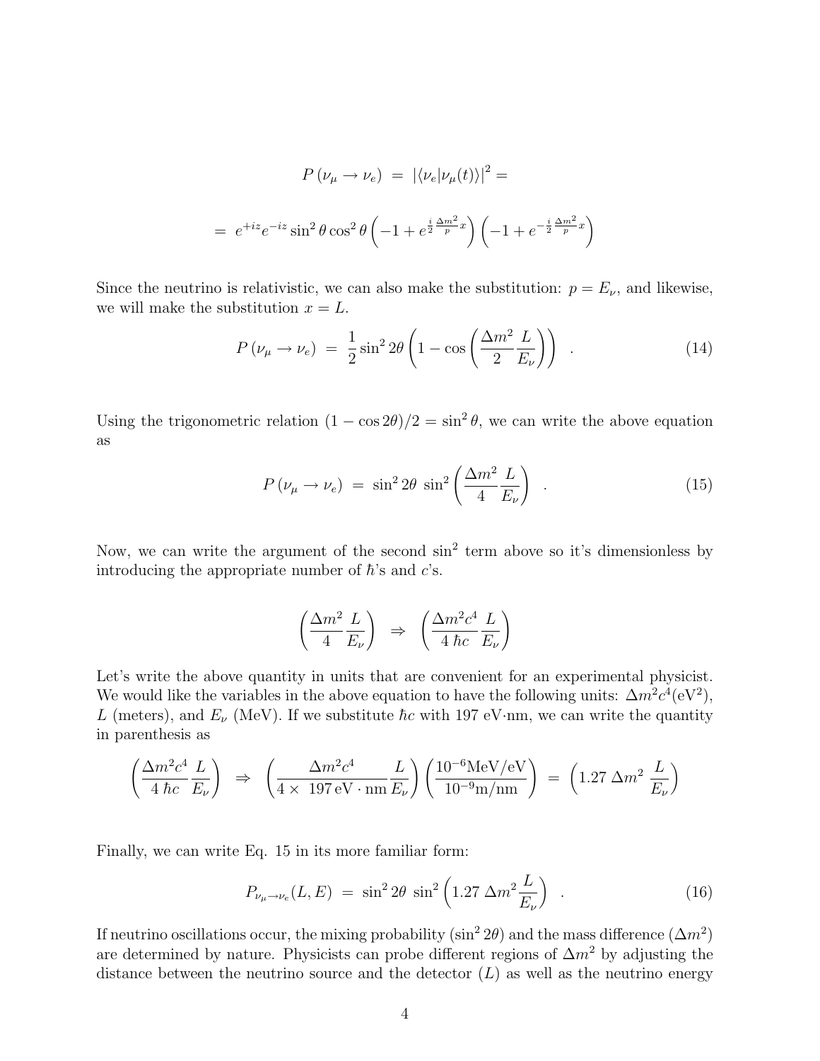$$P(\nu_\mu \to \nu_e) \;=\; |\langle \nu_e | \nu_\mu(t)\rangle|^2 =$$

$$= \; e^{+iz} e^{-iz} \sin^2\theta \cos^2\theta \left(-1 + e^{\frac{i}{2}\frac{\Delta m^2}{p}x}\right)\left(-1 + e^{-\frac{i}{2}\frac{\Delta m^2}{p}x}\right)$$

Since the neutrino is relativistic, we can also make the substitution: $p = E_\nu$, and likewise, we will make the substitution $x = L$.

$$P(\nu_\mu \to \nu_e) \;=\; \frac{1}{2}\sin^2 2\theta \left(1 - \cos\left(\frac{\Delta m^2}{2}\frac{L}{E_\nu}\right)\right) \quad . \tag{14}$$

Using the trigonometric relation $(1 - \cos 2\theta)/2 = \sin^2\theta$, we can write the above equation as

$$P(\nu_\mu \to \nu_e) \;=\; \sin^2 2\theta \; \sin^2\left(\frac{\Delta m^2}{4}\frac{L}{E_\nu}\right) \quad . \tag{15}$$

Now, we can write the argument of the second $\sin^2$ term above so it's dimensionless by introducing the appropriate number of $\hbar$'s and $c$'s.

$$\left(\frac{\Delta m^2}{4}\frac{L}{E_\nu}\right) \;\Rightarrow\; \left(\frac{\Delta m^2 c^4}{4\,\hbar c}\frac{L}{E_\nu}\right)$$

Let's write the above quantity in units that are convenient for an experimental physicist. We would like the variables in the above equation to have the following units: $\Delta m^2 c^4 (\mathrm{eV}^2)$, $L$ (meters), and $E_\nu$ (MeV). If we substitute $\hbar c$ with 197 eV·nm, we can write the quantity in parenthesis as

$$\left(\frac{\Delta m^2 c^4}{4\,\hbar c}\frac{L}{E_\nu}\right) \;\Rightarrow\; \left(\frac{\Delta m^2 c^4}{4 \times\; 197\,\mathrm{eV}\cdot\mathrm{nm}}\frac{L}{E_\nu}\right)\left(\frac{10^{-6}\mathrm{MeV/eV}}{10^{-9}\mathrm{m/nm}}\right) \;=\; \left(1.27\;\Delta m^2\;\frac{L}{E_\nu}\right)$$

Finally, we can write Eq. 15 in its more familiar form:

$$P_{\nu_\mu \to \nu_e}(L, E) \;=\; \sin^2 2\theta \; \sin^2\left(1.27\;\Delta m^2 \frac{L}{E_\nu}\right) \quad . \tag{16}$$

If neutrino oscillations occur, the mixing probability ($\sin^2 2\theta$) and the mass difference ($\Delta m^2$) are determined by nature. Physicists can probe different regions of $\Delta m^2$ by adjusting the distance between the neutrino source and the detector ($L$) as well as the neutrino energy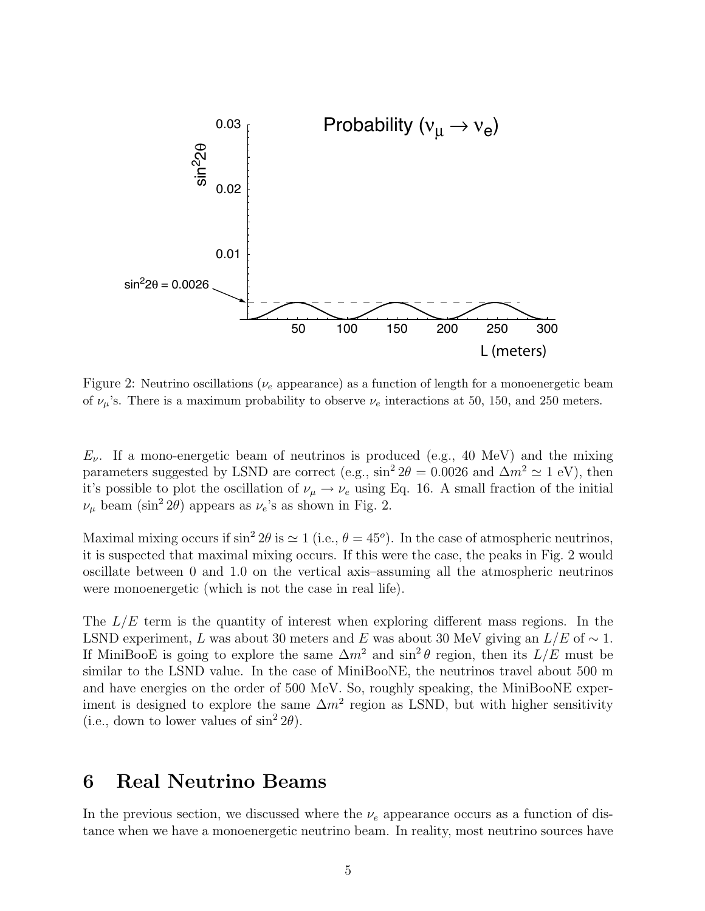Figure 2: Neutrino oscillations ($\nu_e$ appearance) as a function of length for a monoenergetic beam of $\nu_\mu$'s. There is a maximum probability to observe $\nu_e$ interactions at 50, 150, and 250 meters.

$E_\nu$. If a mono-energetic beam of neutrinos is produced (e.g., 40 MeV) and the mixing parameters suggested by LSND are correct (e.g., $\sin^2 2\theta = 0.0026$ and $\Delta m^2 \simeq 1$ eV), then it's possible to plot the oscillation of $\nu_\mu \to \nu_e$ using Eq. 16. A small fraction of the initial $\nu_\mu$ beam ($\sin^2 2\theta$) appears as $\nu_e$'s as shown in Fig. 2.

Maximal mixing occurs if $\sin^2 2\theta$ is $\simeq 1$ (i.e., $\theta = 45^o$). In the case of atmospheric neutrinos, it is suspected that maximal mixing occurs. If this were the case, the peaks in Fig. 2 would oscillate between 0 and 1.0 on the vertical axis–assuming all the atmospheric neutrinos were monoenergetic (which is not the case in real life).

The $L/E$ term is the quantity of interest when exploring different mass regions. In the LSND experiment, $L$ was about 30 meters and $E$ was about 30 MeV giving an $L/E$ of $\sim 1$. If MiniBooE is going to explore the same $\Delta m^2$ and $\sin^2 \theta$ region, then its $L/E$ must be similar to the LSND value. In the case of MiniBooNE, the neutrinos travel about 500 m and have energies on the order of 500 MeV. So, roughly speaking, the MiniBooNE experiment is designed to explore the same $\Delta m^2$ region as LSND, but with higher sensitivity (i.e., down to lower values of $\sin^2 2\theta$).

# 6 Real Neutrino Beams

In the previous section, we discussed where the $\nu_e$ appearance occurs as a function of distance when we have a monoenergetic neutrino beam. In reality, most neutrino sources have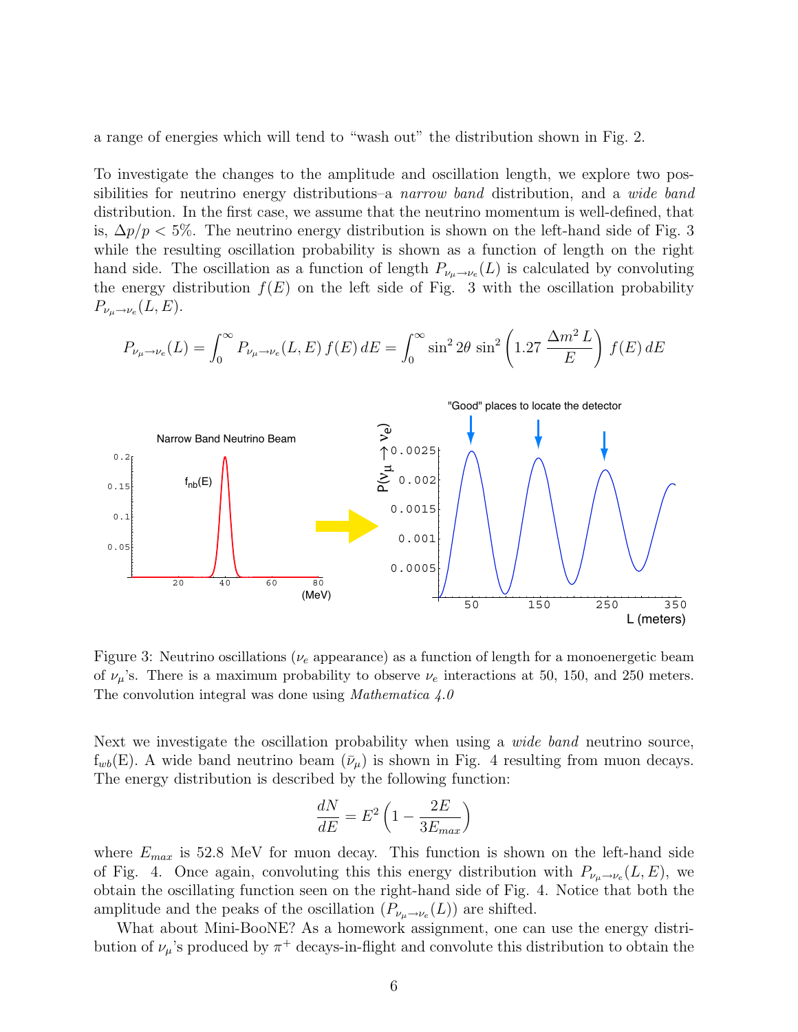a range of energies which will tend to "wash out" the distribution shown in Fig. 2.

To investigate the changes to the amplitude and oscillation length, we explore two possibilities for neutrino energy distributions–a *narrow band* distribution, and a *wide band* distribution. In the first case, we assume that the neutrino momentum is well-defined, that is, $\Delta p/p < 5\%$. The neutrino energy distribution is shown on the left-hand side of Fig. 3 while the resulting oscillation probability is shown as a function of length on the right hand side. The oscillation as a function of length $P_{\nu_\mu \to \nu_e}(L)$ is calculated by convoluting the energy distribution $f(E)$ on the left side of Fig. 3 with the oscillation probability $P_{\nu_\mu \to \nu_e}(L, E)$.

$$P_{\nu_\mu \to \nu_e}(L) = \int_0^\infty P_{\nu_\mu \to \nu_e}(L, E)\, f(E)\, dE = \int_0^\infty \sin^2 2\theta\, \sin^2\left(1.27\, \frac{\Delta m^2\, L}{E}\right)\, f(E)\, dE$$

Figure 3: Neutrino oscillations ($\nu_e$ appearance) as a function of length for a monoenergetic beam of $\nu_\mu$'s. There is a maximum probability to observe $\nu_e$ interactions at 50, 150, and 250 meters. The convolution integral was done using *Mathematica 4.0*

Next we investigate the oscillation probability when using a *wide band* neutrino source, $f_{wb}(E)$. A wide band neutrino beam ($\bar{\nu}_\mu$) is shown in Fig. 4 resulting from muon decays. The energy distribution is described by the following function:

$$\frac{dN}{dE} = E^2\left(1 - \frac{2E}{3E_{max}}\right)$$

where $E_{max}$ is 52.8 MeV for muon decay. This function is shown on the left-hand side of Fig. 4. Once again, convoluting this this energy distribution with $P_{\nu_\mu \to \nu_e}(L, E)$, we obtain the oscillating function seen on the right-hand side of Fig. 4. Notice that both the amplitude and the peaks of the oscillation ($P_{\nu_\mu \to \nu_e}(L)$) are shifted.

What about Mini-BooNE? As a homework assignment, one can use the energy distribution of $\nu_\mu$'s produced by $\pi^+$ decays-in-flight and convolute this distribution to obtain the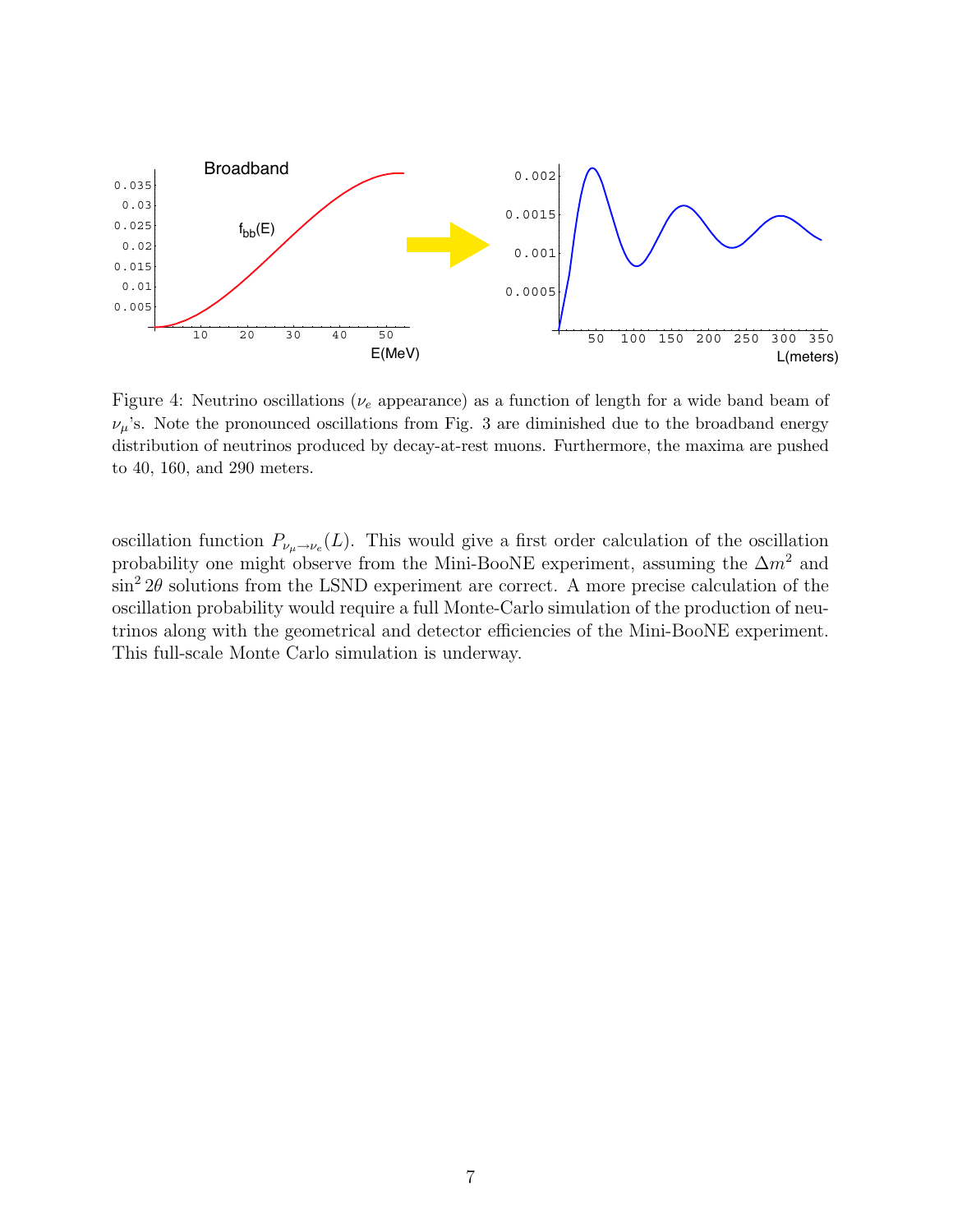Broadband

$f_{bb}(E)$

0.035
0.03
0.025
0.02
0.015
0.01
0.005

10 20 30 40 50

E(MeV)

0.002
0.0015
0.001
0.0005

50 100 150 200 250 300 350

L(meters)

Figure 4: Neutrino oscillations ($\nu_e$ appearance) as a function of length for a wide band beam of $\nu_\mu$'s. Note the pronounced oscillations from Fig. 3 are diminished due to the broadband energy distribution of neutrinos produced by decay-at-rest muons. Furthermore, the maxima are pushed to 40, 160, and 290 meters.

oscillation function $P_{\nu_\mu \to \nu_e}(L)$. This would give a first order calculation of the oscillation probability one might observe from the Mini-BooNE experiment, assuming the $\Delta m^2$ and $\sin^2 2\theta$ solutions from the LSND experiment are correct. A more precise calculation of the oscillation probability would require a full Monte-Carlo simulation of the production of neutrinos along with the geometrical and detector efficiencies of the Mini-BooNE experiment. This full-scale Monte Carlo simulation is underway.